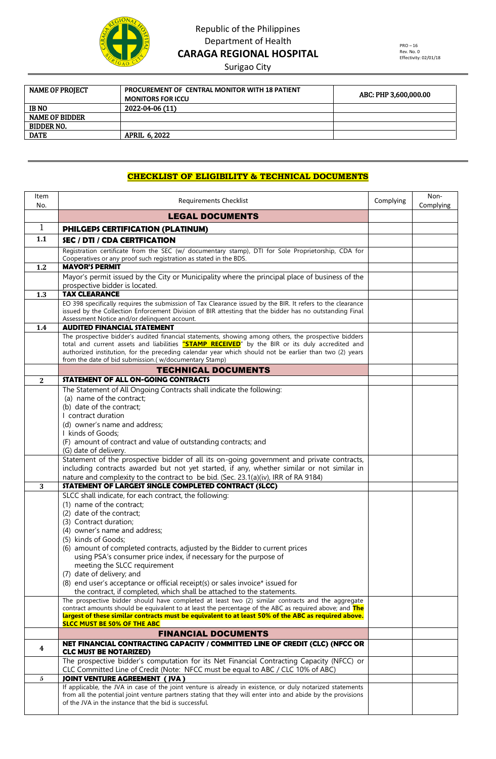Republic of the Philippines
Department of Health
**CARAGA REGIONAL HOSPITAL**
Surigao City

PRO – 16
Rev. No. 0
Effectivity: 02/01/18

| | | |
|---|---|---|
| **NAME OF PROJECT** | **PROCUREMENT OF CENTRAL MONITOR WITH 18 PATIENT MONITORS FOR ICCU** | **ABC: PHP 3,600,000.00** |
| **IB NO** | **2022-04-06 (11)** | |
| **NAME OF BIDDER** | | |
| **BIDDER NO.** | | |
| **DATE** | **APRIL 6, 2022** | |

## CHECKLIST OF ELIGIBILITY & TECHNICAL DOCUMENTS

| Item No. | Requirements Checklist | Complying | Non-Complying |
|---|---|---|---|
| | **LEGAL DOCUMENTS** | | |
| 1 | **PHILGEPS CERTIFICATION (PLATINUM)** | | |
| 1.1 | **SEC / DTI / CDA CERTFICATION** | | |
| | Registration certificate from the SEC (w/ documentary stamp), DTI for Sole Proprietorship, CDA for Cooperatives or any proof such registration as stated in the BDS. | | |
| 1.2 | **MAYOR'S PERMIT** | | |
| | Mayor's permit issued by the City or Municipality where the principal place of business of the prospective bidder is located. | | |
| 1.3 | **TAX CLEARANCE** | | |
| | EO 398 specifically requires the submission of Tax Clearance issued by the BIR. It refers to the clearance issued by the Collection Enforcement Division of BIR attesting that the bidder has no outstanding Final Assessment Notice and/or delinquent account. | | |
| 1.4 | **AUDITED FINANCIAL STATEMENT** | | |
| | The prospective bidder's audited financial statements, showing among others, the prospective bidders total and current assets and liabilities **"STAMP RECEIVED"** by the BIR or its duly accredited and authorized institution, for the preceding calendar year which should not be earlier than two (2) years from the date of bid submission.( w/documentary Stamp) | | |
| | **TECHNICAL DOCUMENTS** | | |
| 2 | **STATEMENT OF ALL ON-GOING CONTRACTS** | | |
| | The Statement of All Ongoing Contracts shall indicate the following:<br>(a) name of the contract;<br>(b) date of the contract;<br>I contract duration<br>(d) owner's name and address;<br>I kinds of Goods;<br>(F) amount of contract and value of outstanding contracts; and<br>(G) date of delivery. | | |
| | Statement of the prospective bidder of all its on-going government and private contracts, including contracts awarded but not yet started, if any, whether similar or not similar in nature and complexity to the contract to be bid. (Sec. 23.1(a)(iv), IRR of RA 9184) | | |
| 3 | **STATEMENT OF LARGEST SINGLE COMPLETED CONTRACT (SLCC)** | | |
| | SLCC shall indicate, for each contract, the following:<br>(1) name of the contract;<br>(2) date of the contract;<br>(3) Contract duration;<br>(4) owner's name and address;<br>(5) kinds of Goods;<br>(6) amount of completed contracts, adjusted by the Bidder to current prices using PSA's consumer price index, if necessary for the purpose of meeting the SLCC requirement<br>(7) date of delivery; and<br>(8) end user's acceptance or official receipt(s) or sales invoice* issued for the contract, if completed, which shall be attached to the statements. | | |
| | The prospective bidder should have completed at least two (2) similar contracts and the aggregate contract amounts should be equivalent to at least the percentage of the ABC as required above; and **The largest of these similar contracts must be equivalent to at least 50% of the ABC as required above. SLCC MUST BE 50% OF THE ABC** | | |
| | **FINANCIAL DOCUMENTS** | | |
| 4 | **NET FINANCIAL CONTRACTING CAPACITY / COMMITTED LINE OF CREDIT (CLC) (NFCC OR CLC MUST BE NOTARIZED)** | | |
| | The prospective bidder's computation for its Net Financial Contracting Capacity (NFCC) or CLC Committed Line of Credit (Note: NFCC must be equal to ABC / CLC 10% of ABC) | | |
| 5 | **JOINT VENTURE AGREEMENT ( JVA )** | | |
| | If applicable, the JVA in case of the joint venture is already in existence, or duly notarized statements from all the potential joint venture partners stating that they will enter into and abide by the provisions of the JVA in the instance that the bid is successful. | | |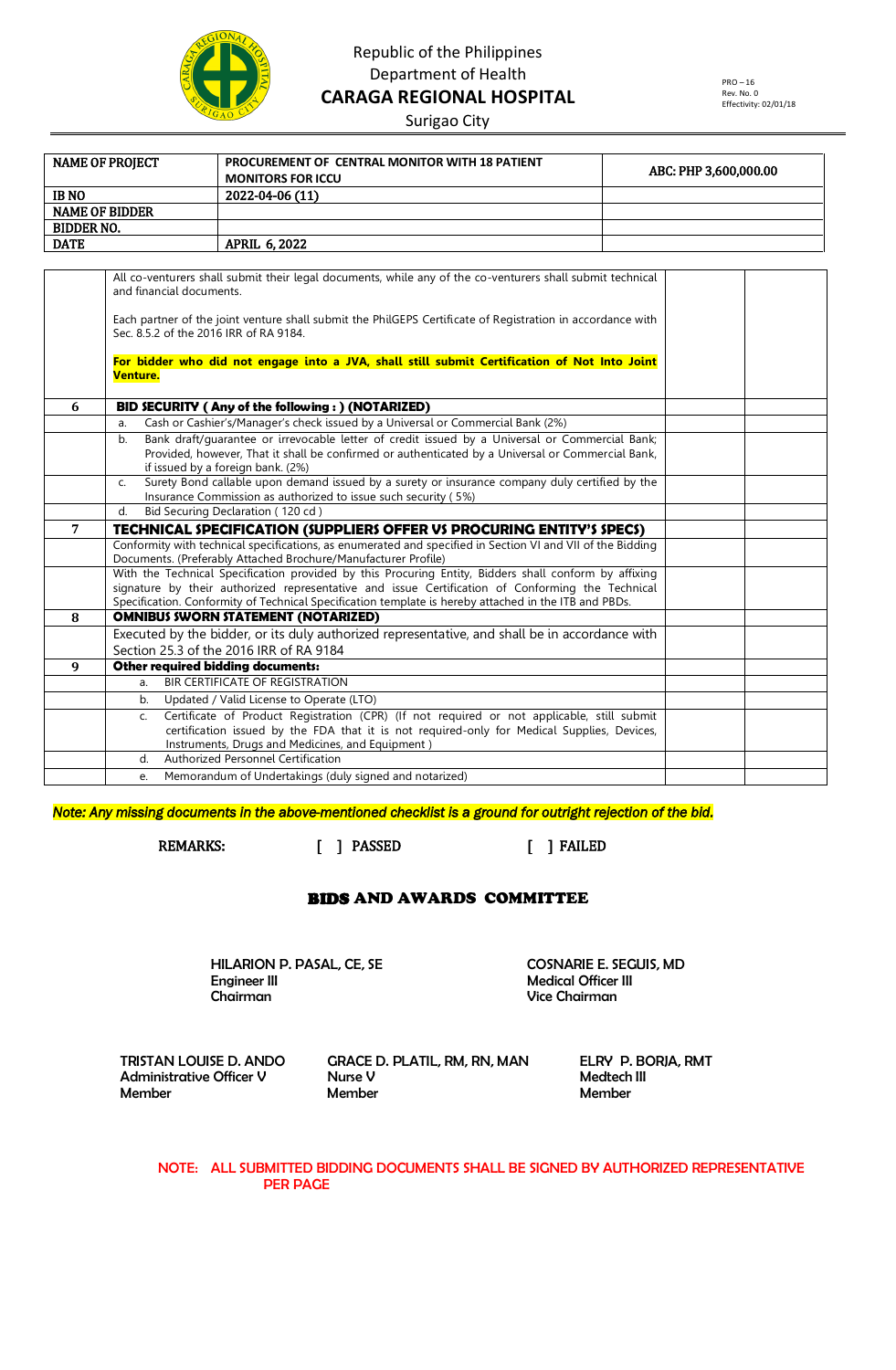Republic of the Philippines
Department of Health
**CARAGA REGIONAL HOSPITAL**
Surigao City

PRO – 16
Rev. No. 0
Effectivity: 02/01/18

| | | |
|---|---|---|
| **NAME OF PROJECT** | **PROCUREMENT OF CENTRAL MONITOR WITH 18 PATIENT MONITORS FOR ICCU** | **ABC: PHP 3,600,000.00** |
| **IB NO** | **2022-04-06 (11)** | |
| **NAME OF BIDDER** | | |
| **BIDDER NO.** | | |
| **DATE** | **APRIL 6, 2022** | |

| | | | |
|---|---|---|---|
| | All co-venturers shall submit their legal documents, while any of the co-venturers shall submit technical and financial documents.<br><br>Each partner of the joint venture shall submit the PhilGEPS Certificate of Registration in accordance with Sec. 8.5.2 of the 2016 IRR of RA 9184.<br><br>**For bidder who did not engage into a JVA, shall still submit Certification of Not Into Joint Venture.** | | |
| **6** | **BID SECURITY ( *Any of the following :* ) (NOTARIZED)** | | |
| | a. Cash or Cashier's/Manager's check issued by a Universal or Commercial Bank (2%) | | |
| | b. Bank draft/guarantee or irrevocable letter of credit issued by a Universal or Commercial Bank; Provided, however, That it shall be confirmed or authenticated by a Universal or Commercial Bank, if issued by a foreign bank. (2%) | | |
| | c. Surety Bond callable upon demand issued by a surety or insurance company duly certified by the Insurance Commission as authorized to issue such security ( 5%) | | |
| | d. Bid Securing Declaration ( 120 cd ) | | |
| **7** | **TECHNICAL SPECIFICATION (SUPPLIERS OFFER VS PROCURING ENTITY'S SPECS)** | | |
| | Conformity with technical specifications, as enumerated and specified in Section VI and VII of the Bidding Documents. (Preferably Attached Brochure/Manufacturer Profile) | | |
| | With the Technical Specification provided by this Procuring Entity, Bidders shall conform by affixing signature by their authorized representative and issue Certification of Conforming the Technical Specification. Conformity of Technical Specification template is hereby attached in the ITB and PBDs. | | |
| **8** | **OMNIBUS SWORN STATEMENT (NOTARIZED)** | | |
| | Executed by the bidder, or its duly authorized representative, and shall be in accordance with Section 25.3 of the 2016 IRR of RA 9184 | | |
| **9** | **Other required bidding documents:** | | |
| | a. BIR CERTIFICATE OF REGISTRATION | | |
| | b. Updated / Valid License to Operate (LTO) | | |
| | c. Certificate of Product Registration (CPR) (If not required or not applicable, still submit certification issued by the FDA that it is not required-only for Medical Supplies, Devices, Instruments, Drugs and Medicines, and Equipment ) | | |
| | d. Authorized Personnel Certification | | |
| | e. Memorandum of Undertakings (duly signed and notarized) | | |

*Note: Any missing documents in the above-mentioned checklist is a ground for outright rejection of the bid.*

REMARKS: [ ] PASSED [ ] FAILED

## BIDS AND AWARDS COMMITTEE

**HILARION P. PASAL, CE, SE**
**Engineer III**
**Chairman**

**COSNARIE E. SEGUIS, MD**
**Medical Officer III**
**Vice Chairman**

**TRISTAN LOUISE D. ANDO**
**Administrative Officer V**
**Member**

**GRACE D. PLATIL, RM, RN, MAN**
**Nurse V**
**Member**

**ELRY P. BORJA, RMT**
**Medtech III**
**Member**

NOTE: ALL SUBMITTED BIDDING DOCUMENTS SHALL BE SIGNED BY AUTHORIZED REPRESENTATIVE PER PAGE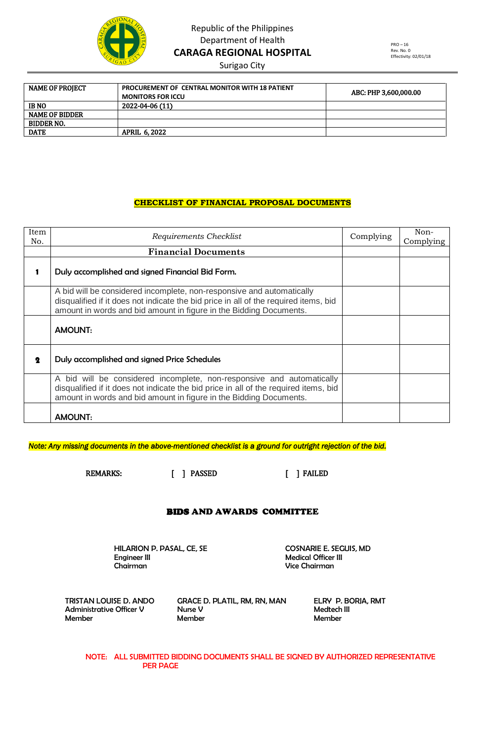Republic of the Philippines
Department of Health
**CARAGA REGIONAL HOSPITAL**
Surigao City

PRO – 16
Rev. No. 0
Effectivity: 02/01/18

| | | |
|---|---|---|
| **NAME OF PROJECT** | **PROCUREMENT OF CENTRAL MONITOR WITH 18 PATIENT MONITORS FOR ICCU** | **ABC: PHP 3,600,000.00** |
| **IB NO** | **2022-04-06 (11)** | |
| **NAME OF BIDDER** | | |
| **BIDDER NO.** | | |
| **DATE** | **APRIL 6, 2022** | |

## CHECKLIST OF FINANCIAL PROPOSAL DOCUMENTS

| Item No. | *Requirements Checklist* | Complying | Non-Complying |
|---|---|---|---|
| | **Financial Documents** | | |
| **1** | **Duly accomplished and signed Financial Bid Form.** | | |
| | A bid will be considered incomplete, non-responsive and automatically disqualified if it does not indicate the bid price in all of the required items, bid amount in words and bid amount in figure in the Bidding Documents. | | |
| | **AMOUNT:** | | |
| **2** | **Duly accomplished and signed Price Schedules** | | |
| | A bid will be considered incomplete, non-responsive and automatically disqualified if it does not indicate the bid price in all of the required items, bid amount in words and bid amount in figure in the Bidding Documents. | | |
| | **AMOUNT:** | | |

***Note: Any missing documents in the above-mentioned checklist is a ground for outright rejection of the bid.***

**REMARKS:** [ ] **PASSED** [ ] **FAILED**

### BIDS AND AWARDS COMMITTEE

**HILARION P. PASAL, CE, SE**
**Engineer III**
**Chairman**

**COSNARIE E. SEGUIS, MD**
**Medical Officer III**
**Vice Chairman**

**TRISTAN LOUISE D. ANDO**
**Administrative Officer V**
**Member**

**GRACE D. PLATIL, RM, RN, MAN**
**Nurse V**
**Member**

**ELRY P. BORJA, RMT**
**Medtech III**
**Member**

NOTE: ALL SUBMITTED BIDDING DOCUMENTS SHALL BE SIGNED BY AUTHORIZED REPRESENTATIVE PER PAGE